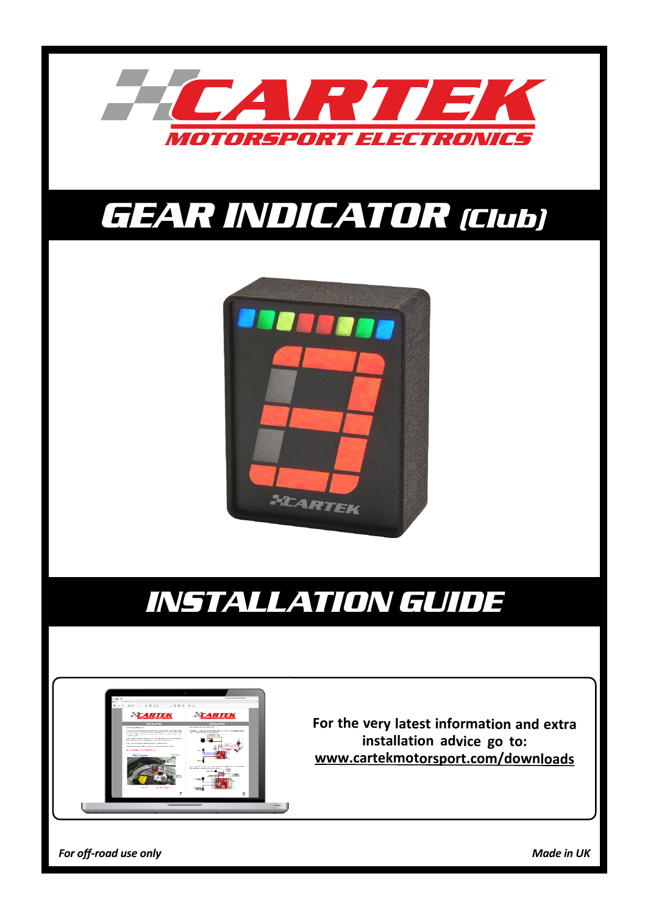# CARTEK

MOTORSPORT ELECTRONICS

# GEAR INDICATOR (Club)

# INSTALLATION GUIDE

**For the very latest information and extra installation advice go to:**
**www.cartekmotorsport.com/downloads**

*For off-road use only*

*Made in UK*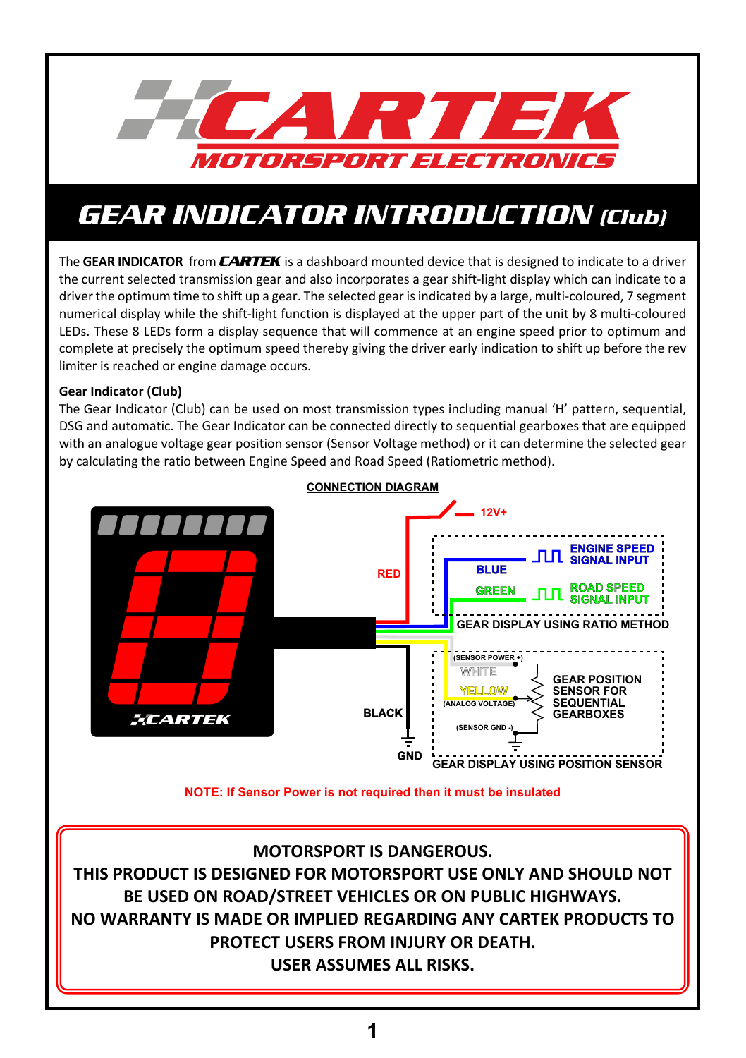# CARTEK
## MOTORSPORT ELECTRONICS

# GEAR INDICATOR INTRODUCTION *(Club)*

The **GEAR INDICATOR** from ***CARTEK*** is a dashboard mounted device that is designed to indicate to a driver the current selected transmission gear and also incorporates a gear shift-light display which can indicate to a driver the optimum time to shift up a gear. The selected gear is indicated by a large, multi-coloured, 7 segment numerical display while the shift-light function is displayed at the upper part of the unit by 8 multi-coloured LEDs. These 8 LEDs form a display sequence that will commence at an engine speed prior to optimum and complete at precisely the optimum speed thereby giving the driver early indication to shift up before the rev limiter is reached or engine damage occurs.

**Gear Indicator (Club)**

The Gear Indicator (Club) can be used on most transmission types including manual 'H' pattern, sequential, DSG and automatic. The Gear Indicator can be connected directly to sequential gearboxes that are equipped with an analogue voltage gear position sensor (Sensor Voltage method) or it can determine the selected gear by calculating the ratio between Engine Speed and Road Speed (Ratiometric method).

**CONNECTION DIAGRAM**

- RED — 12V+
- BLUE — ENGINE SPEED SIGNAL INPUT
- GREEN — ROAD SPEED SIGNAL INPUT
- GEAR DISPLAY USING RATIO METHOD
- WHITE — (SENSOR POWER +)
- YELLOW — (ANALOG VOLTAGE)
- (SENSOR GND -)
- GEAR POSITION SENSOR FOR SEQUENTIAL GEARBOXES
- GEAR DISPLAY USING POSITION SENSOR
- BLACK — GND

**NOTE: If Sensor Power is not required then it must be insulated**

**MOTORSPORT IS DANGEROUS.**
**THIS PRODUCT IS DESIGNED FOR MOTORSPORT USE ONLY AND SHOULD NOT BE USED ON ROAD/STREET VEHICLES OR ON PUBLIC HIGHWAYS.**
**NO WARRANTY IS MADE OR IMPLIED REGARDING ANY CARTEK PRODUCTS TO PROTECT USERS FROM INJURY OR DEATH.**
**USER ASSUMES ALL RISKS.**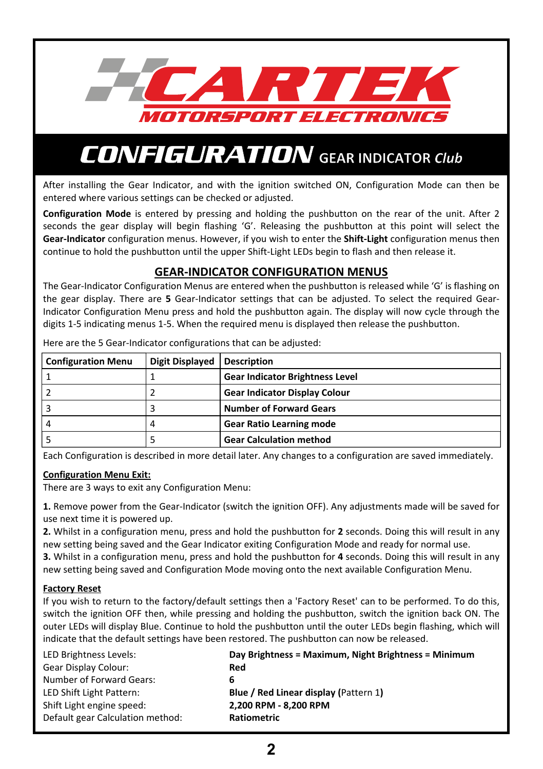# CARTEK

MOTORSPORT ELECTRONICS

# CONFIGURATION GEAR INDICATOR *Club*

After installing the Gear Indicator, and with the ignition switched ON, Configuration Mode can then be entered where various settings can be checked or adjusted.

**Configuration Mode** is entered by pressing and holding the pushbutton on the rear of the unit. After 2 seconds the gear display will begin flashing 'G'. Releasing the pushbutton at this point will select the **Gear-Indicator** configuration menus. However, if you wish to enter the **Shift-Light** configuration menus then continue to hold the pushbutton until the upper Shift-Light LEDs begin to flash and then release it.

## GEAR-INDICATOR CONFIGURATION MENUS

The Gear-Indicator Configuration Menus are entered when the pushbutton is released while 'G' is flashing on the gear display. There are **5** Gear-Indicator settings that can be adjusted. To select the required Gear-Indicator Configuration Menu press and hold the pushbutton again. The display will now cycle through the digits 1-5 indicating menus 1-5. When the required menu is displayed then release the pushbutton.

Here are the 5 Gear-Indicator configurations that can be adjusted:

| Configuration Menu | Digit Displayed | Description |
|---|---|---|
| 1 | 1 | **Gear Indicator Brightness Level** |
| 2 | 2 | **Gear Indicator Display Colour** |
| 3 | 3 | **Number of Forward Gears** |
| 4 | 4 | **Gear Ratio Learning mode** |
| 5 | 5 | **Gear Calculation method** |

Each Configuration is described in more detail later. Any changes to a configuration are saved immediately.

**Configuration Menu Exit:**

There are 3 ways to exit any Configuration Menu:

**1.** Remove power from the Gear-Indicator (switch the ignition OFF). Any adjustments made will be saved for use next time it is powered up.

**2.** Whilst in a configuration menu, press and hold the pushbutton for **2** seconds. Doing this will result in any new setting being saved and the Gear Indicator exiting Configuration Mode and ready for normal use.

**3.** Whilst in a configuration menu, press and hold the pushbutton for **4** seconds. Doing this will result in any new setting being saved and Configuration Mode moving onto the next available Configuration Menu.

**Factory Reset**

If you wish to return to the factory/default settings then a 'Factory Reset' can to be performed. To do this, switch the ignition OFF then, while pressing and holding the pushbutton, switch the ignition back ON. The outer LEDs will display Blue. Continue to hold the pushbutton until the outer LEDs begin flashing, which will indicate that the default settings have been restored. The pushbutton can now be released.

| | |
|---|---|
| LED Brightness Levels: | **Day Brightness = Maximum, Night Brightness = Minimum** |
| Gear Display Colour: | **Red** |
| Number of Forward Gears: | **6** |
| LED Shift Light Pattern: | **Blue / Red Linear display (**Pattern 1**)** |
| Shift Light engine speed: | **2,200 RPM - 8,200 RPM** |
| Default gear Calculation method: | **Ratiometric** |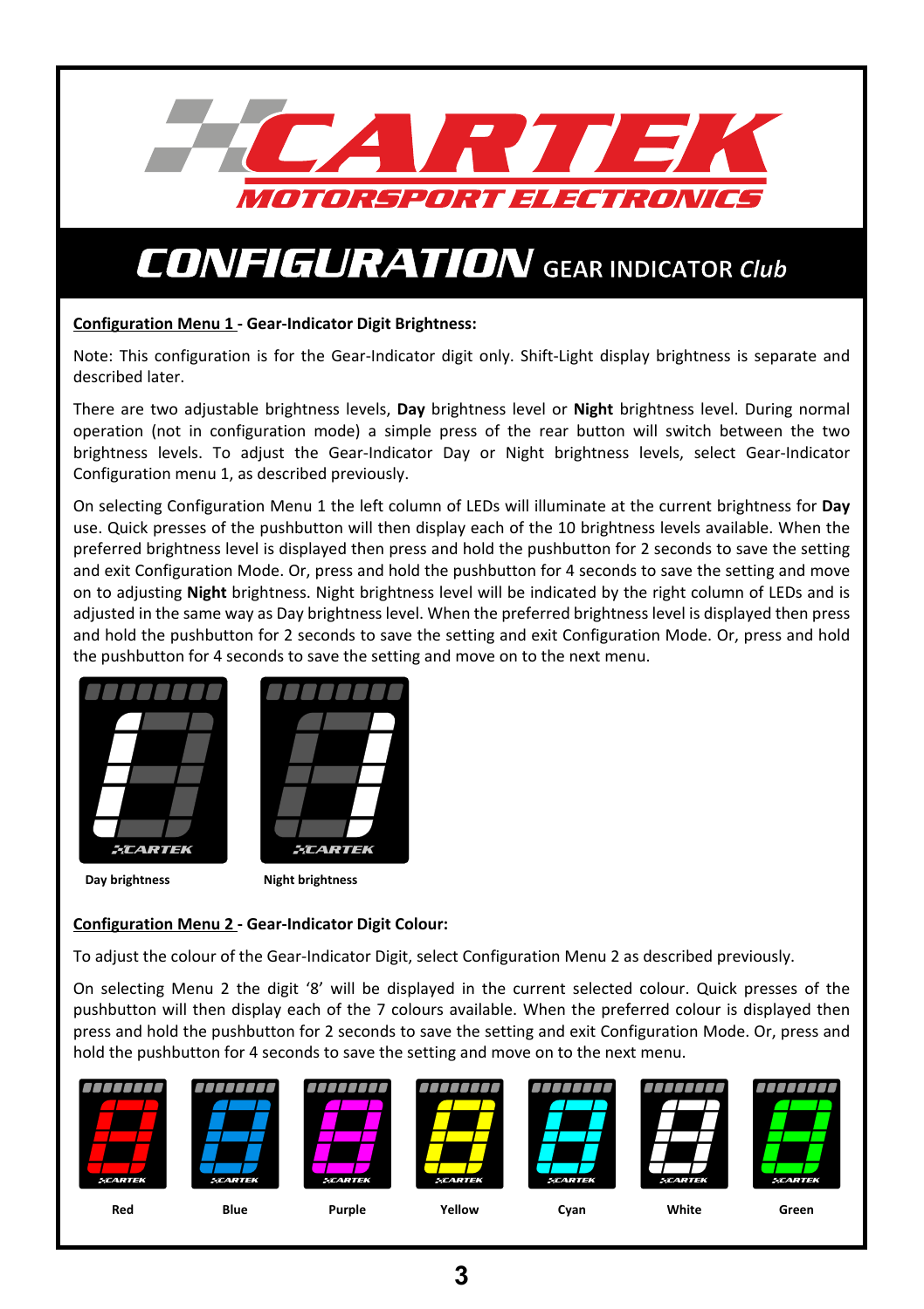# CARTEK MOTORSPORT ELECTRONICS

## CONFIGURATION GEAR INDICATOR *Club*

**Configuration Menu 1 - Gear-Indicator Digit Brightness:**

Note: This configuration is for the Gear-Indicator digit only. Shift-Light display brightness is separate and described later.

There are two adjustable brightness levels, **Day** brightness level or **Night** brightness level. During normal operation (not in configuration mode) a simple press of the rear button will switch between the two brightness levels. To adjust the Gear-Indicator Day or Night brightness levels, select Gear-Indicator Configuration menu 1, as described previously.

On selecting Configuration Menu 1 the left column of LEDs will illuminate at the current brightness for **Day** use. Quick presses of the pushbutton will then display each of the 10 brightness levels available. When the preferred brightness level is displayed then press and hold the pushbutton for 2 seconds to save the setting and exit Configuration Mode. Or, press and hold the pushbutton for 4 seconds to save the setting and move on to adjusting **Night** brightness. Night brightness level will be indicated by the right column of LEDs and is adjusted in the same way as Day brightness level. When the preferred brightness level is displayed then press and hold the pushbutton for 2 seconds to save the setting and exit Configuration Mode. Or, press and hold the pushbutton for 4 seconds to save the setting and move on to the next menu.

**Day brightness** **Night brightness**

**Configuration Menu 2 - Gear-Indicator Digit Colour:**

To adjust the colour of the Gear-Indicator Digit, select Configuration Menu 2 as described previously.

On selecting Menu 2 the digit '8' will be displayed in the current selected colour. Quick presses of the pushbutton will then display each of the 7 colours available. When the preferred colour is displayed then press and hold the pushbutton for 2 seconds to save the setting and exit Configuration Mode. Or, press and hold the pushbutton for 4 seconds to save the setting and move on to the next menu.

**Red** **Blue** **Purple** **Yellow** **Cyan** **White** **Green**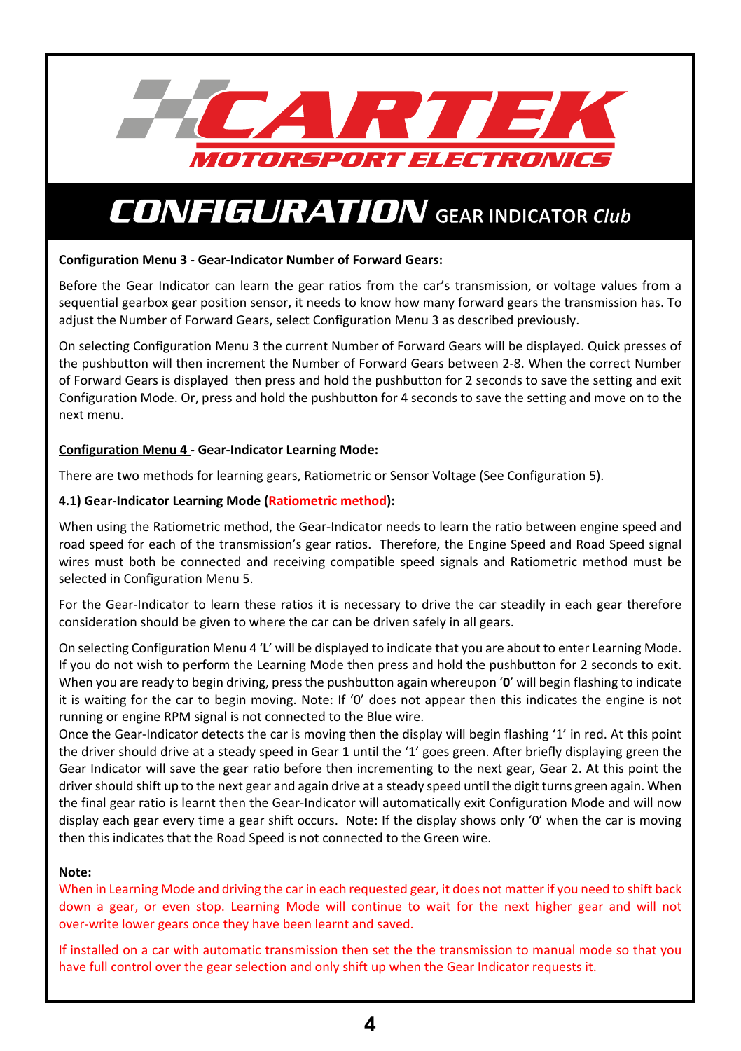# CONFIGURATION GEAR INDICATOR *Club*

**Configuration Menu 3 - Gear-Indicator Number of Forward Gears:**

Before the Gear Indicator can learn the gear ratios from the car's transmission, or voltage values from a sequential gearbox gear position sensor, it needs to know how many forward gears the transmission has. To adjust the Number of Forward Gears, select Configuration Menu 3 as described previously.

On selecting Configuration Menu 3 the current Number of Forward Gears will be displayed. Quick presses of the pushbutton will then increment the Number of Forward Gears between 2-8. When the correct Number of Forward Gears is displayed then press and hold the pushbutton for 2 seconds to save the setting and exit Configuration Mode. Or, press and hold the pushbutton for 4 seconds to save the setting and move on to the next menu.

**Configuration Menu 4 - Gear-Indicator Learning Mode:**

There are two methods for learning gears, Ratiometric or Sensor Voltage (See Configuration 5).

**4.1) Gear-Indicator Learning Mode (Ratiometric method):**

When using the Ratiometric method, the Gear-Indicator needs to learn the ratio between engine speed and road speed for each of the transmission's gear ratios. Therefore, the Engine Speed and Road Speed signal wires must both be connected and receiving compatible speed signals and Ratiometric method must be selected in Configuration Menu 5.

For the Gear-Indicator to learn these ratios it is necessary to drive the car steadily in each gear therefore consideration should be given to where the car can be driven safely in all gears.

On selecting Configuration Menu 4 '**L**' will be displayed to indicate that you are about to enter Learning Mode. If you do not wish to perform the Learning Mode then press and hold the pushbutton for 2 seconds to exit. When you are ready to begin driving, press the pushbutton again whereupon '**0**' will begin flashing to indicate it is waiting for the car to begin moving. Note: If '0' does not appear then this indicates the engine is not running or engine RPM signal is not connected to the Blue wire.
Once the Gear-Indicator detects the car is moving then the display will begin flashing '1' in red. At this point the driver should drive at a steady speed in Gear 1 until the '1' goes green. After briefly displaying green the Gear Indicator will save the gear ratio before then incrementing to the next gear, Gear 2. At this point the driver should shift up to the next gear and again drive at a steady speed until the digit turns green again. When the final gear ratio is learnt then the Gear-Indicator will automatically exit Configuration Mode and will now display each gear every time a gear shift occurs. Note: If the display shows only '0' when the car is moving then this indicates that the Road Speed is not connected to the Green wire.

**Note:**

When in Learning Mode and driving the car in each requested gear, it does not matter if you need to shift back down a gear, or even stop. Learning Mode will continue to wait for the next higher gear and will not over-write lower gears once they have been learnt and saved.

If installed on a car with automatic transmission then set the the transmission to manual mode so that you have full control over the gear selection and only shift up when the Gear Indicator requests it.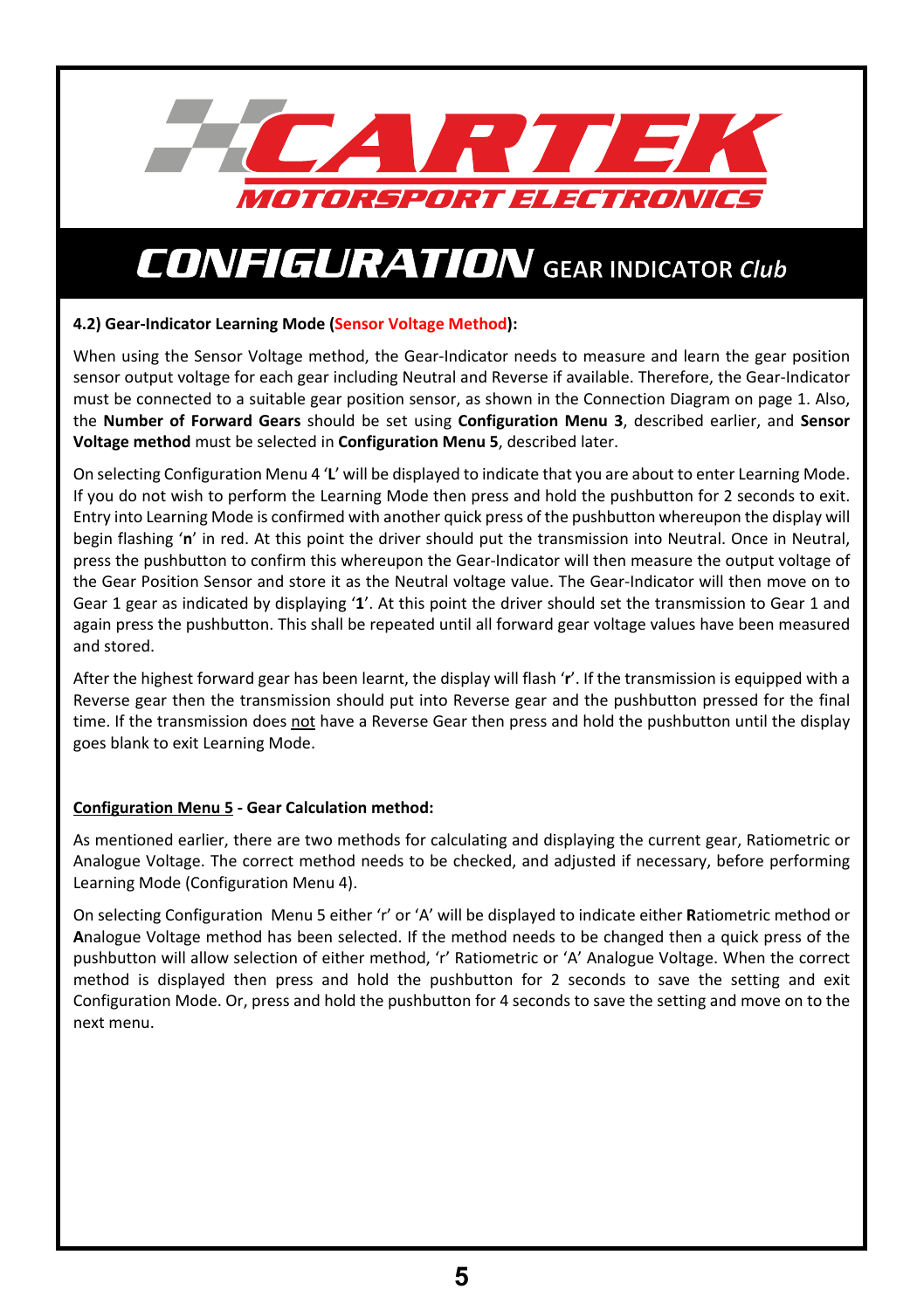# CARTEK MOTORSPORT ELECTRONICS

## CONFIGURATION GEAR INDICATOR *Club*

**4.2) Gear-Indicator Learning Mode (Sensor Voltage Method):**

When using the Sensor Voltage method, the Gear-Indicator needs to measure and learn the gear position sensor output voltage for each gear including Neutral and Reverse if available. Therefore, the Gear-Indicator must be connected to a suitable gear position sensor, as shown in the Connection Diagram on page 1. Also, the **Number of Forward Gears** should be set using **Configuration Menu 3**, described earlier, and **Sensor Voltage method** must be selected in **Configuration Menu 5**, described later.

On selecting Configuration Menu 4 '**L**' will be displayed to indicate that you are about to enter Learning Mode. If you do not wish to perform the Learning Mode then press and hold the pushbutton for 2 seconds to exit. Entry into Learning Mode is confirmed with another quick press of the pushbutton whereupon the display will begin flashing '**n**' in red. At this point the driver should put the transmission into Neutral. Once in Neutral, press the pushbutton to confirm this whereupon the Gear-Indicator will then measure the output voltage of the Gear Position Sensor and store it as the Neutral voltage value. The Gear-Indicator will then move on to Gear 1 gear as indicated by displaying '**1**'. At this point the driver should set the transmission to Gear 1 and again press the pushbutton. This shall be repeated until all forward gear voltage values have been measured and stored.

After the highest forward gear has been learnt, the display will flash '**r**'. If the transmission is equipped with a Reverse gear then the transmission should put into Reverse gear and the pushbutton pressed for the final time. If the transmission does not have a Reverse Gear then press and hold the pushbutton until the display goes blank to exit Learning Mode.

**Configuration Menu 5 - Gear Calculation method:**

As mentioned earlier, there are two methods for calculating and displaying the current gear, Ratiometric or Analogue Voltage. The correct method needs to be checked, and adjusted if necessary, before performing Learning Mode (Configuration Menu 4).

On selecting Configuration Menu 5 either 'r' or 'A' will be displayed to indicate either **R**atiometric method or **A**nalogue Voltage method has been selected. If the method needs to be changed then a quick press of the pushbutton will allow selection of either method, 'r' Ratiometric or 'A' Analogue Voltage. When the correct method is displayed then press and hold the pushbutton for 2 seconds to save the setting and exit Configuration Mode. Or, press and hold the pushbutton for 4 seconds to save the setting and move on to the next menu.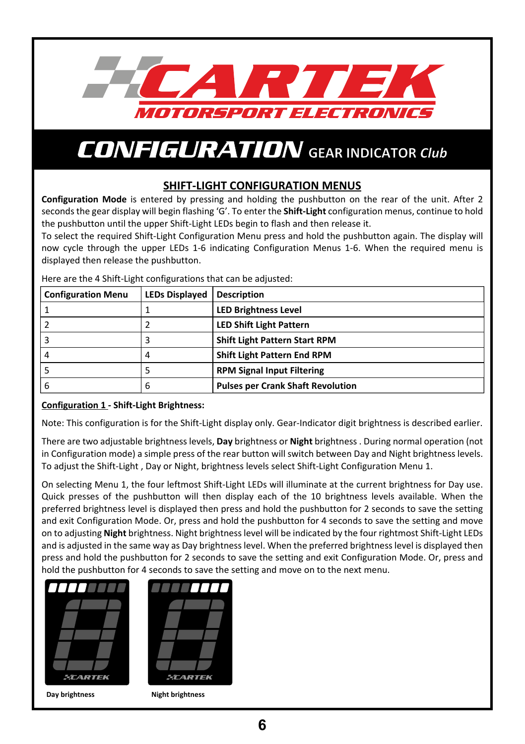# CONFIGURATION GEAR INDICATOR *Club*

## SHIFT-LIGHT CONFIGURATION MENUS

**Configuration Mode** is entered by pressing and holding the pushbutton on the rear of the unit. After 2 seconds the gear display will begin flashing 'G'. To enter the **Shift-Light** configuration menus, continue to hold the pushbutton until the upper Shift-Light LEDs begin to flash and then release it.

To select the required Shift-Light Configuration Menu press and hold the pushbutton again. The display will now cycle through the upper LEDs 1-6 indicating Configuration Menus 1-6. When the required menu is displayed then release the pushbutton.

Here are the 4 Shift-Light configurations that can be adjusted:

| Configuration Menu | LEDs Displayed | Description |
|---|---|---|
| 1 | 1 | **LED Brightness Level** |
| 2 | 2 | **LED Shift Light Pattern** |
| 3 | 3 | **Shift Light Pattern Start RPM** |
| 4 | 4 | **Shift Light Pattern End RPM** |
| 5 | 5 | **RPM Signal Input Filtering** |
| 6 | 6 | **Pulses per Crank Shaft Revolution** |

**Configuration 1 - Shift-Light Brightness:**

Note: This configuration is for the Shift-Light display only. Gear-Indicator digit brightness is described earlier.

There are two adjustable brightness levels, **Day** brightness or **Night** brightness . During normal operation (not in Configuration mode) a simple press of the rear button will switch between Day and Night brightness levels. To adjust the Shift-Light , Day or Night, brightness levels select Shift-Light Configuration Menu 1.

On selecting Menu 1, the four leftmost Shift-Light LEDs will illuminate at the current brightness for Day use. Quick presses of the pushbutton will then display each of the 10 brightness levels available. When the preferred brightness level is displayed then press and hold the pushbutton for 2 seconds to save the setting and exit Configuration Mode. Or, press and hold the pushbutton for 4 seconds to save the setting and move on to adjusting **Night** brightness. Night brightness level will be indicated by the four rightmost Shift-Light LEDs and is adjusted in the same way as Day brightness level. When the preferred brightness level is displayed then press and hold the pushbutton for 2 seconds to save the setting and exit Configuration Mode. Or, press and hold the pushbutton for 4 seconds to save the setting and move on to the next menu.

**Day brightness**

**Night brightness**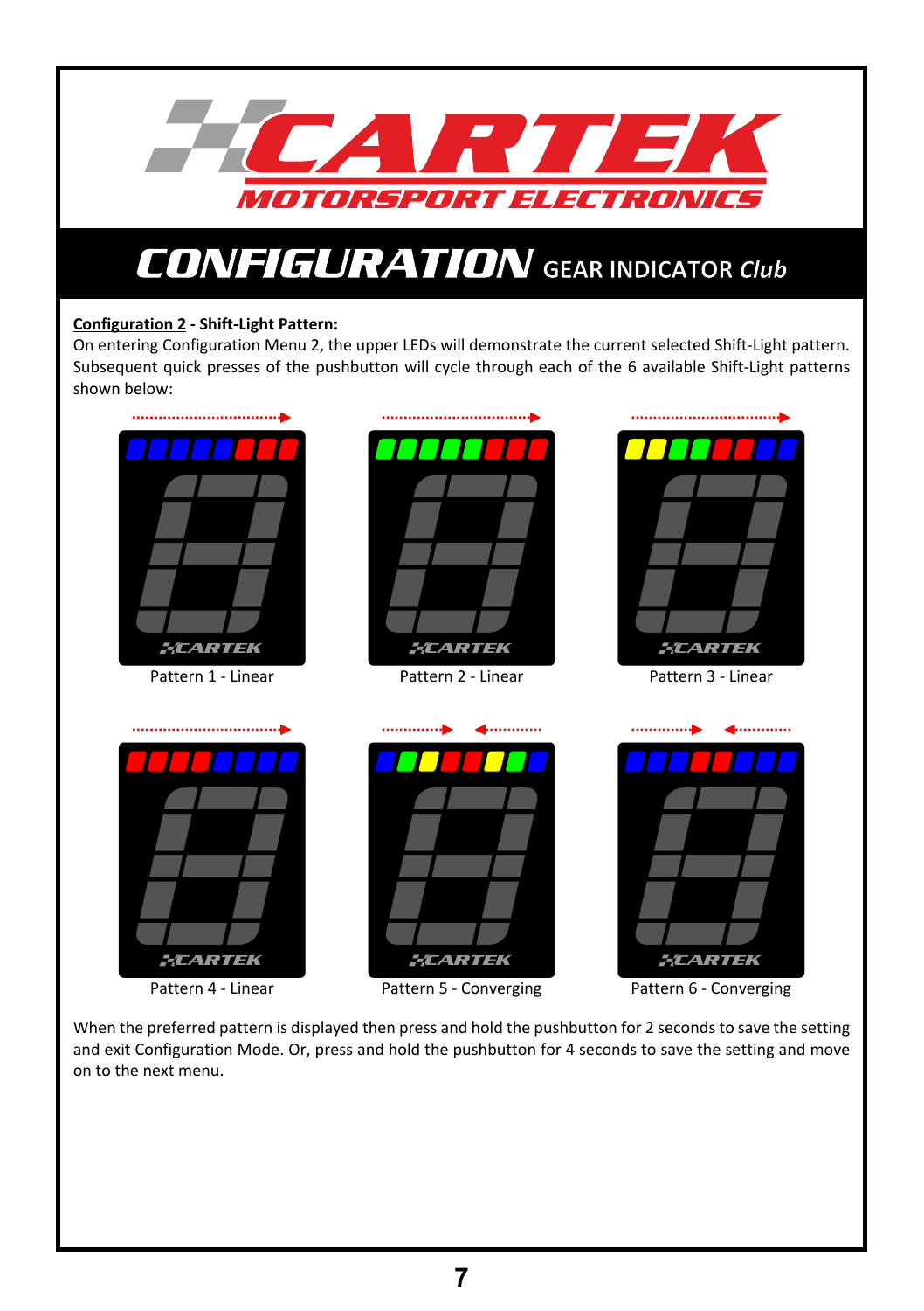# CONFIGURATION GEAR INDICATOR *Club*

**Configuration 2 - Shift-Light Pattern:**

On entering Configuration Menu 2, the upper LEDs will demonstrate the current selected Shift-Light pattern. Subsequent quick presses of the pushbutton will cycle through each of the 6 available Shift-Light patterns shown below:

Pattern 1 - Linear

Pattern 2 - Linear

Pattern 3 - Linear

Pattern 4 - Linear

Pattern 5 - Converging

Pattern 6 - Converging

When the preferred pattern is displayed then press and hold the pushbutton for 2 seconds to save the setting and exit Configuration Mode. Or, press and hold the pushbutton for 4 seconds to save the setting and move on to the next menu.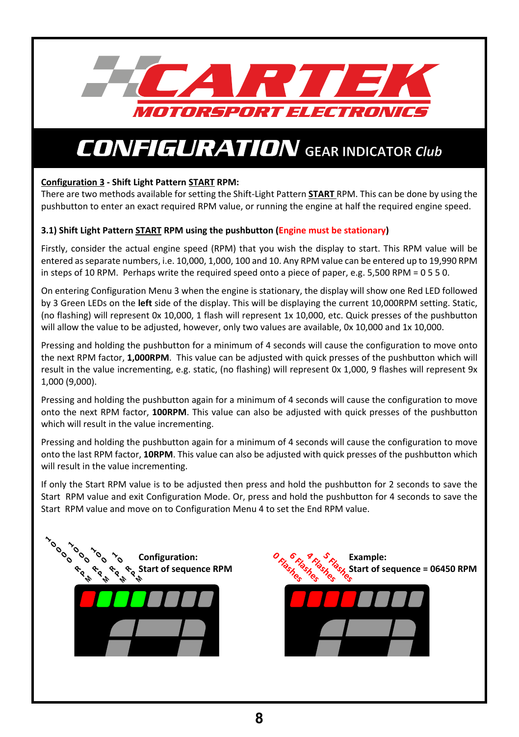# CONFIGURATION GEAR INDICATOR *Club*

**Configuration 3 - Shift Light Pattern START RPM:**

There are two methods available for setting the Shift-Light Pattern **START** RPM. This can be done by using the pushbutton to enter an exact required RPM value, or running the engine at half the required engine speed.

### 3.1) Shift Light Pattern START RPM using the pushbutton (Engine must be stationary)

Firstly, consider the actual engine speed (RPM) that you wish the display to start. This RPM value will be entered as separate numbers, i.e. 10,000, 1,000, 100 and 10. Any RPM value can be entered up to 19,990 RPM in steps of 10 RPM. Perhaps write the required speed onto a piece of paper, e.g. 5,500 RPM = 0 5 5 0.

On entering Configuration Menu 3 when the engine is stationary, the display will show one Red LED followed by 3 Green LEDs on the **left** side of the display. This will be displaying the current 10,000RPM setting. Static, (no flashing) will represent 0x 10,000, 1 flash will represent 1x 10,000, etc. Quick presses of the pushbutton will allow the value to be adjusted, however, only two values are available, 0x 10,000 and 1x 10,000.

Pressing and holding the pushbutton for a minimum of 4 seconds will cause the configuration to move onto the next RPM factor, **1,000RPM**. This value can be adjusted with quick presses of the pushbutton which will result in the value incrementing, e.g. static, (no flashing) will represent 0x 1,000, 9 flashes will represent 9x 1,000 (9,000).

Pressing and holding the pushbutton again for a minimum of 4 seconds will cause the configuration to move onto the next RPM factor, **100RPM**. This value can also be adjusted with quick presses of the pushbutton which will result in the value incrementing.

Pressing and holding the pushbutton again for a minimum of 4 seconds will cause the configuration to move onto the last RPM factor, **10RPM**. This value can also be adjusted with quick presses of the pushbutton which will result in the value incrementing.

If only the Start RPM value is to be adjusted then press and hold the pushbutton for 2 seconds to save the Start RPM value and exit Configuration Mode. Or, press and hold the pushbutton for 4 seconds to save the Start RPM value and move on to Configuration Menu 4 to set the End RPM value.

10000 RPM, 1000 RPM, 100 RPM, 10 RPM

**Configuration:**
**Start of sequence RPM**

0 Flashes, 6 Flashes, 4 Flashes, 5 Flashes

**Example:**
**Start of sequence = 06450 RPM**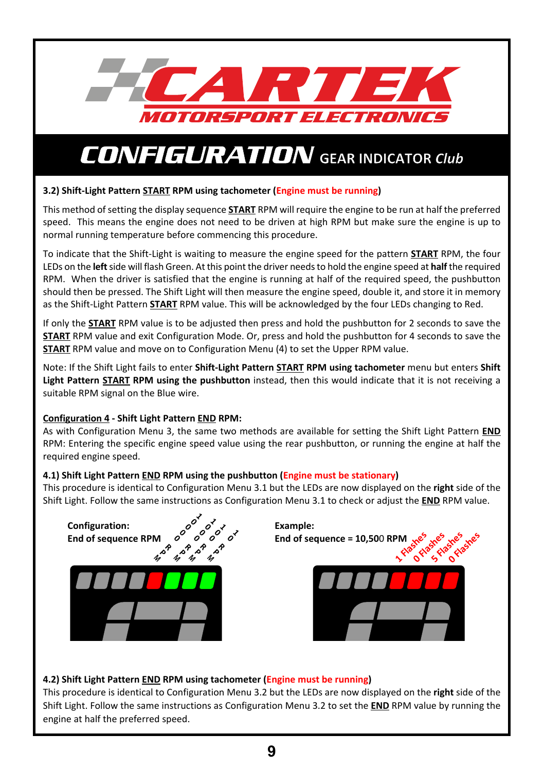# CONFIGURATION GEAR INDICATOR *Club*

**3.2) Shift-Light Pattern START RPM using tachometer (Engine must be running)**

This method of setting the display sequence **START** RPM will require the engine to be run at half the preferred speed. This means the engine does not need to be driven at high RPM but make sure the engine is up to normal running temperature before commencing this procedure.

To indicate that the Shift-Light is waiting to measure the engine speed for the pattern **START** RPM, the four LEDs on the **left** side will flash Green. At this point the driver needs to hold the engine speed at **half** the required RPM. When the driver is satisfied that the engine is running at half of the required speed, the pushbutton should then be pressed. The Shift Light will then measure the engine speed, double it, and store it in memory as the Shift-Light Pattern **START** RPM value. This will be acknowledged by the four LEDs changing to Red.

If only the **START** RPM value is to be adjusted then press and hold the pushbutton for 2 seconds to save the **START** RPM value and exit Configuration Mode. Or, press and hold the pushbutton for 4 seconds to save the **START** RPM value and move on to Configuration Menu (4) to set the Upper RPM value.

Note: If the Shift Light fails to enter **Shift-Light Pattern START RPM using tachometer** menu but enters **Shift Light Pattern START RPM using the pushbutton** instead, then this would indicate that it is not receiving a suitable RPM signal on the Blue wire.

**Configuration 4 - Shift Light Pattern END RPM:**

As with Configuration Menu 3, the same two methods are available for setting the Shift Light Pattern **END** RPM: Entering the specific engine speed value using the rear pushbutton, or running the engine at half the required engine speed.

**4.1) Shift Light Pattern END RPM using the pushbutton (Engine must be stationary)**

This procedure is identical to Configuration Menu 3.1 but the LEDs are now displayed on the **right** side of the Shift Light. Follow the same instructions as Configuration Menu 3.1 to check or adjust the **END** RPM value.

**Configuration:**
**End of sequence RPM**

10000 RPM, 1000 RPM, 100 RPM, 10 RPM

**Example:**
**End of sequence = 10,500 RPM**

1 Flashes, 0 Flashes, 5 Flashes, 0 Flashes

**4.2) Shift Light Pattern END RPM using tachometer (Engine must be running)**

This procedure is identical to Configuration Menu 3.2 but the LEDs are now displayed on the **right** side of the Shift Light. Follow the same instructions as Configuration Menu 3.2 to set the **END** RPM value by running the engine at half the preferred speed.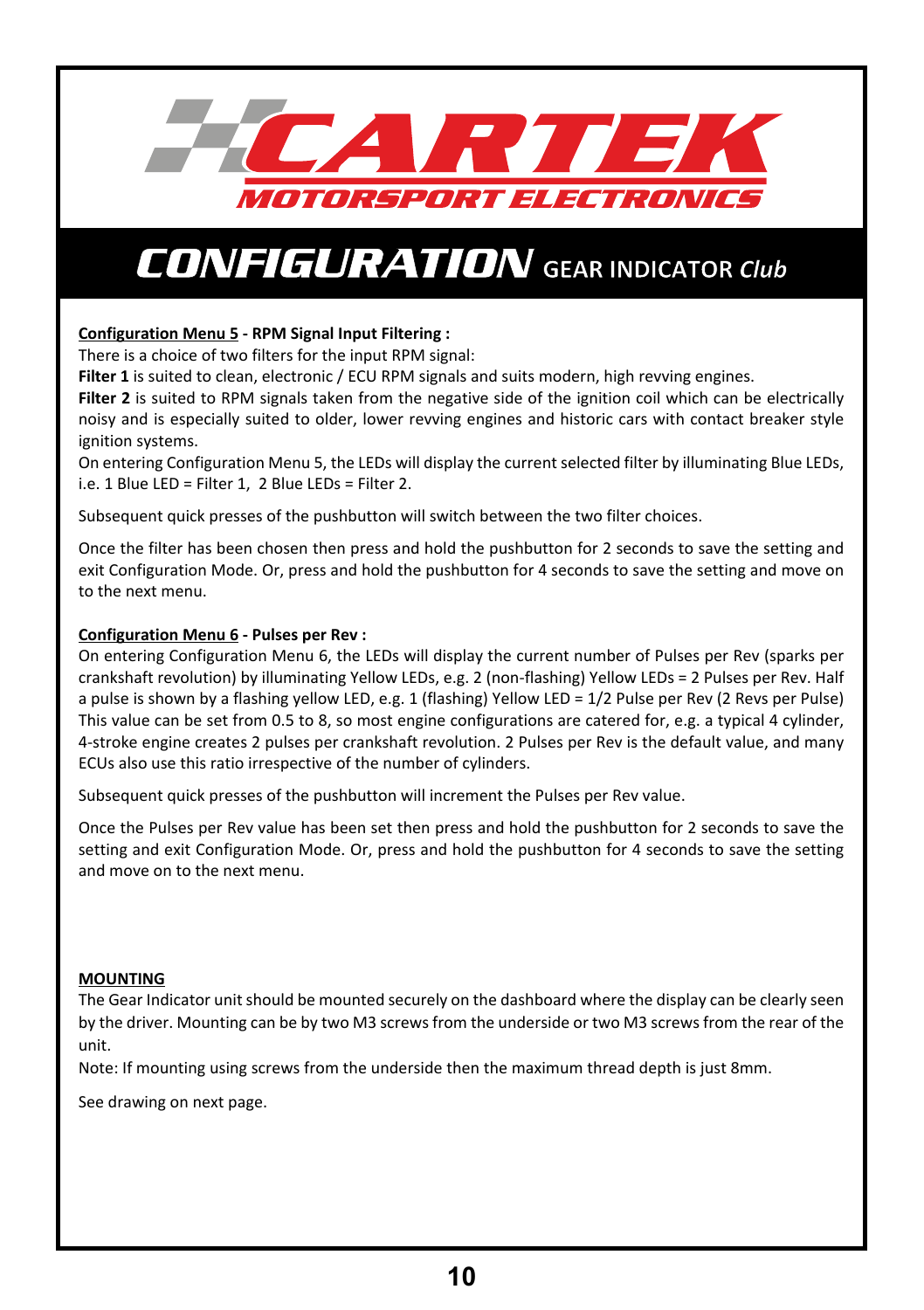# CARTEK MOTORSPORT ELECTRONICS

## CONFIGURATION GEAR INDICATOR *Club*

**Configuration Menu 5 - RPM Signal Input Filtering :**

There is a choice of two filters for the input RPM signal:

**Filter 1** is suited to clean, electronic / ECU RPM signals and suits modern, high revving engines.

**Filter 2** is suited to RPM signals taken from the negative side of the ignition coil which can be electrically noisy and is especially suited to older, lower revving engines and historic cars with contact breaker style ignition systems.

On entering Configuration Menu 5, the LEDs will display the current selected filter by illuminating Blue LEDs, i.e. 1 Blue LED = Filter 1, 2 Blue LEDs = Filter 2.

Subsequent quick presses of the pushbutton will switch between the two filter choices.

Once the filter has been chosen then press and hold the pushbutton for 2 seconds to save the setting and exit Configuration Mode. Or, press and hold the pushbutton for 4 seconds to save the setting and move on to the next menu.

**Configuration Menu 6 - Pulses per Rev :**

On entering Configuration Menu 6, the LEDs will display the current number of Pulses per Rev (sparks per crankshaft revolution) by illuminating Yellow LEDs, e.g. 2 (non-flashing) Yellow LEDs = 2 Pulses per Rev. Half a pulse is shown by a flashing yellow LED, e.g. 1 (flashing) Yellow LED = 1/2 Pulse per Rev (2 Revs per Pulse) This value can be set from 0.5 to 8, so most engine configurations are catered for, e.g. a typical 4 cylinder, 4-stroke engine creates 2 pulses per crankshaft revolution. 2 Pulses per Rev is the default value, and many ECUs also use this ratio irrespective of the number of cylinders.

Subsequent quick presses of the pushbutton will increment the Pulses per Rev value.

Once the Pulses per Rev value has been set then press and hold the pushbutton for 2 seconds to save the setting and exit Configuration Mode. Or, press and hold the pushbutton for 4 seconds to save the setting and move on to the next menu.

**MOUNTING**

The Gear Indicator unit should be mounted securely on the dashboard where the display can be clearly seen by the driver. Mounting can be by two M3 screws from the underside or two M3 screws from the rear of the unit.

Note: If mounting using screws from the underside then the maximum thread depth is just 8mm.

See drawing on next page.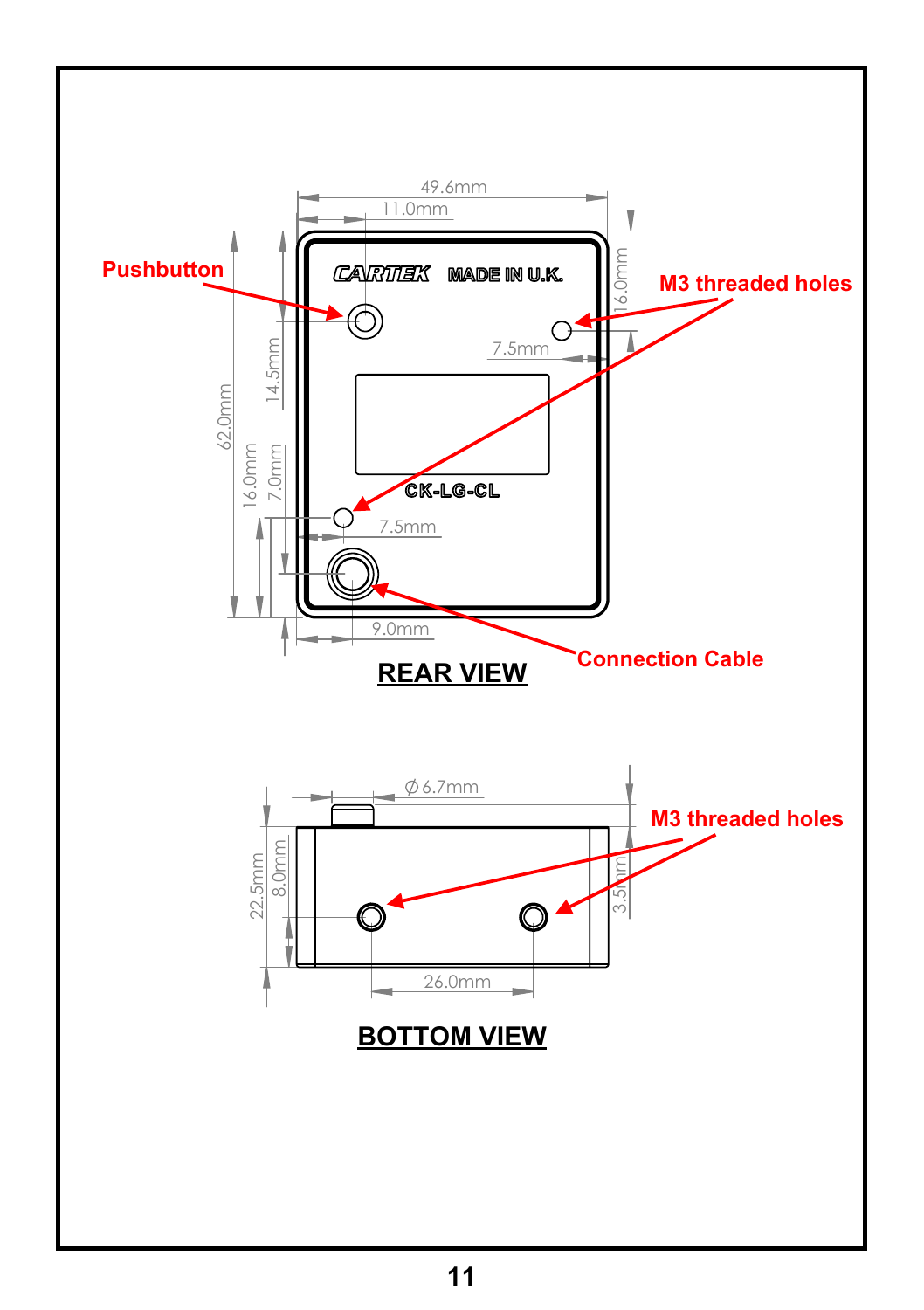Pushbutton

M3 threaded holes

CARTEK MADE IN U.K.

CK-LG-CL

49.6mm

11.0mm

16.0mm

7.5mm

14.5mm

62.0mm

16.0mm

7.0mm

7.5mm

9.0mm

Connection Cable

**REAR VIEW**

Ø 6.7mm

M3 threaded holes

22.5mm

8.0mm

3.5mm

26.0mm

**BOTTOM VIEW**